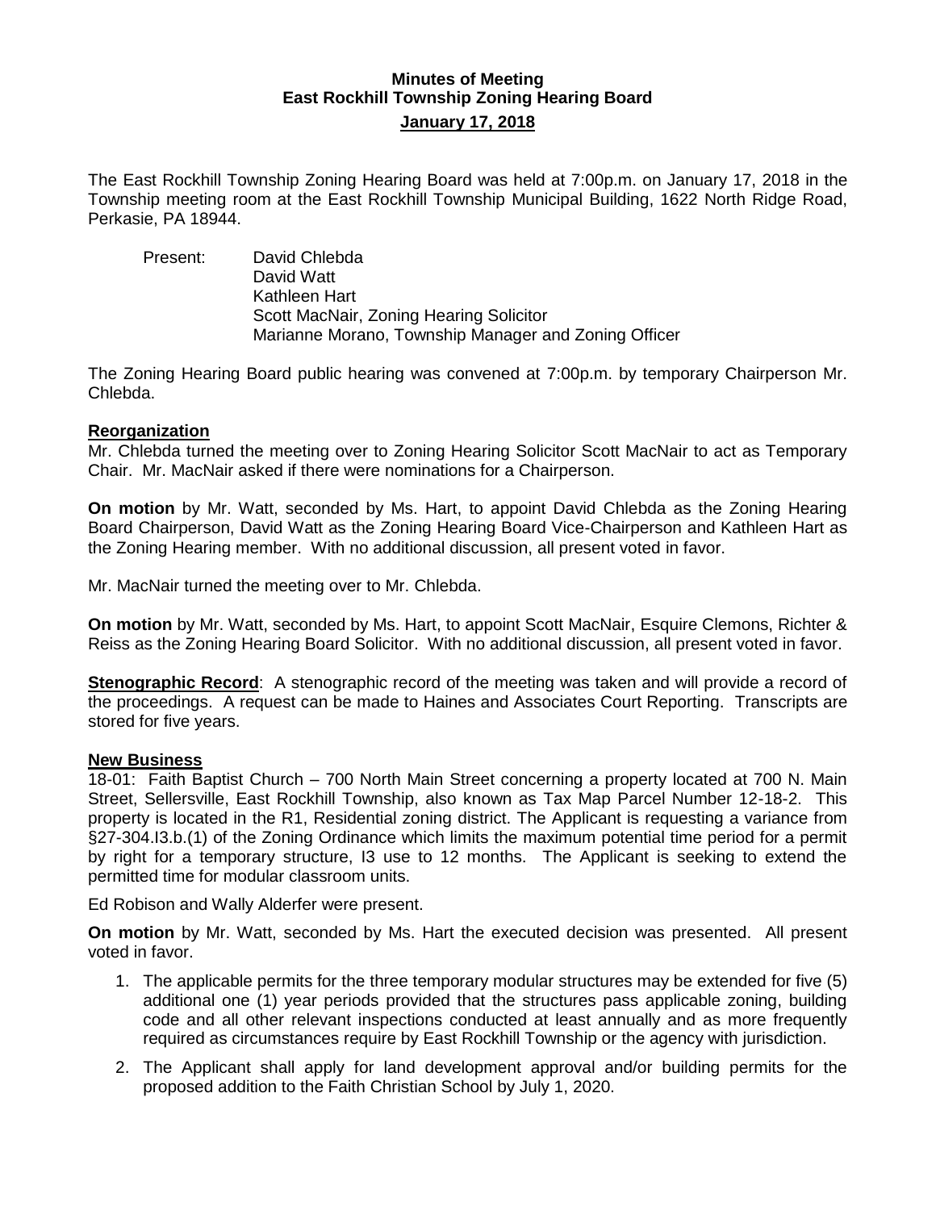**Minutes of Meeting**
**East Rockhill Township Zoning Hearing Board**
**January 17, 2018**

The East Rockhill Township Zoning Hearing Board was held at 7:00p.m. on January 17, 2018 in the Township meeting room at the East Rockhill Township Municipal Building, 1622 North Ridge Road, Perkasie, PA 18944.

Present: David Chlebda
David Watt
Kathleen Hart
Scott MacNair, Zoning Hearing Solicitor
Marianne Morano, Township Manager and Zoning Officer

The Zoning Hearing Board public hearing was convened at 7:00p.m. by temporary Chairperson Mr. Chlebda.

**Reorganization**

Mr. Chlebda turned the meeting over to Zoning Hearing Solicitor Scott MacNair to act as Temporary Chair. Mr. MacNair asked if there were nominations for a Chairperson.

**On motion** by Mr. Watt, seconded by Ms. Hart, to appoint David Chlebda as the Zoning Hearing Board Chairperson, David Watt as the Zoning Hearing Board Vice-Chairperson and Kathleen Hart as the Zoning Hearing member. With no additional discussion, all present voted in favor.

Mr. MacNair turned the meeting over to Mr. Chlebda.

**On motion** by Mr. Watt, seconded by Ms. Hart, to appoint Scott MacNair, Esquire Clemons, Richter & Reiss as the Zoning Hearing Board Solicitor. With no additional discussion, all present voted in favor.

**Stenographic Record**: A stenographic record of the meeting was taken and will provide a record of the proceedings. A request can be made to Haines and Associates Court Reporting. Transcripts are stored for five years.

**New Business**

18-01: Faith Baptist Church – 700 North Main Street concerning a property located at 700 N. Main Street, Sellersville, East Rockhill Township, also known as Tax Map Parcel Number 12-18-2. This property is located in the R1, Residential zoning district. The Applicant is requesting a variance from §27-304.I3.b.(1) of the Zoning Ordinance which limits the maximum potential time period for a permit by right for a temporary structure, I3 use to 12 months. The Applicant is seeking to extend the permitted time for modular classroom units.

Ed Robison and Wally Alderfer were present.

**On motion** by Mr. Watt, seconded by Ms. Hart the executed decision was presented. All present voted in favor.

1. The applicable permits for the three temporary modular structures may be extended for five (5) additional one (1) year periods provided that the structures pass applicable zoning, building code and all other relevant inspections conducted at least annually and as more frequently required as circumstances require by East Rockhill Township or the agency with jurisdiction.
2. The Applicant shall apply for land development approval and/or building permits for the proposed addition to the Faith Christian School by July 1, 2020.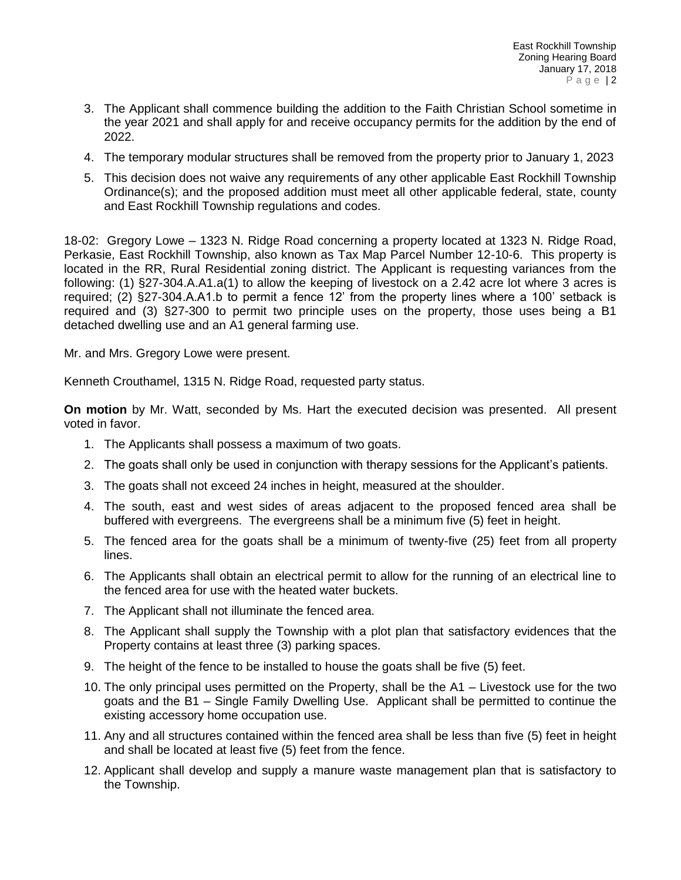3. The Applicant shall commence building the addition to the Faith Christian School sometime in the year 2021 and shall apply for and receive occupancy permits for the addition by the end of 2022.
4. The temporary modular structures shall be removed from the property prior to January 1, 2023
5. This decision does not waive any requirements of any other applicable East Rockhill Township Ordinance(s); and the proposed addition must meet all other applicable federal, state, county and East Rockhill Township regulations and codes.

18-02: Gregory Lowe – 1323 N. Ridge Road concerning a property located at 1323 N. Ridge Road, Perkasie, East Rockhill Township, also known as Tax Map Parcel Number 12-10-6. This property is located in the RR, Rural Residential zoning district. The Applicant is requesting variances from the following: (1) §27-304.A.A1.a(1) to allow the keeping of livestock on a 2.42 acre lot where 3 acres is required; (2) §27-304.A.A1.b to permit a fence 12' from the property lines where a 100' setback is required and (3) §27-300 to permit two principle uses on the property, those uses being a B1 detached dwelling use and an A1 general farming use.

Mr. and Mrs. Gregory Lowe were present.

Kenneth Crouthamel, 1315 N. Ridge Road, requested party status.

**On motion** by Mr. Watt, seconded by Ms. Hart the executed decision was presented. All present voted in favor.

1. The Applicants shall possess a maximum of two goats.
2. The goats shall only be used in conjunction with therapy sessions for the Applicant's patients.
3. The goats shall not exceed 24 inches in height, measured at the shoulder.
4. The south, east and west sides of areas adjacent to the proposed fenced area shall be buffered with evergreens. The evergreens shall be a minimum five (5) feet in height.
5. The fenced area for the goats shall be a minimum of twenty-five (25) feet from all property lines.
6. The Applicants shall obtain an electrical permit to allow for the running of an electrical line to the fenced area for use with the heated water buckets.
7. The Applicant shall not illuminate the fenced area.
8. The Applicant shall supply the Township with a plot plan that satisfactory evidences that the Property contains at least three (3) parking spaces.
9. The height of the fence to be installed to house the goats shall be five (5) feet.
10. The only principal uses permitted on the Property, shall be the A1 – Livestock use for the two goats and the B1 – Single Family Dwelling Use. Applicant shall be permitted to continue the existing accessory home occupation use.
11. Any and all structures contained within the fenced area shall be less than five (5) feet in height and shall be located at least five (5) feet from the fence.
12. Applicant shall develop and supply a manure waste management plan that is satisfactory to the Township.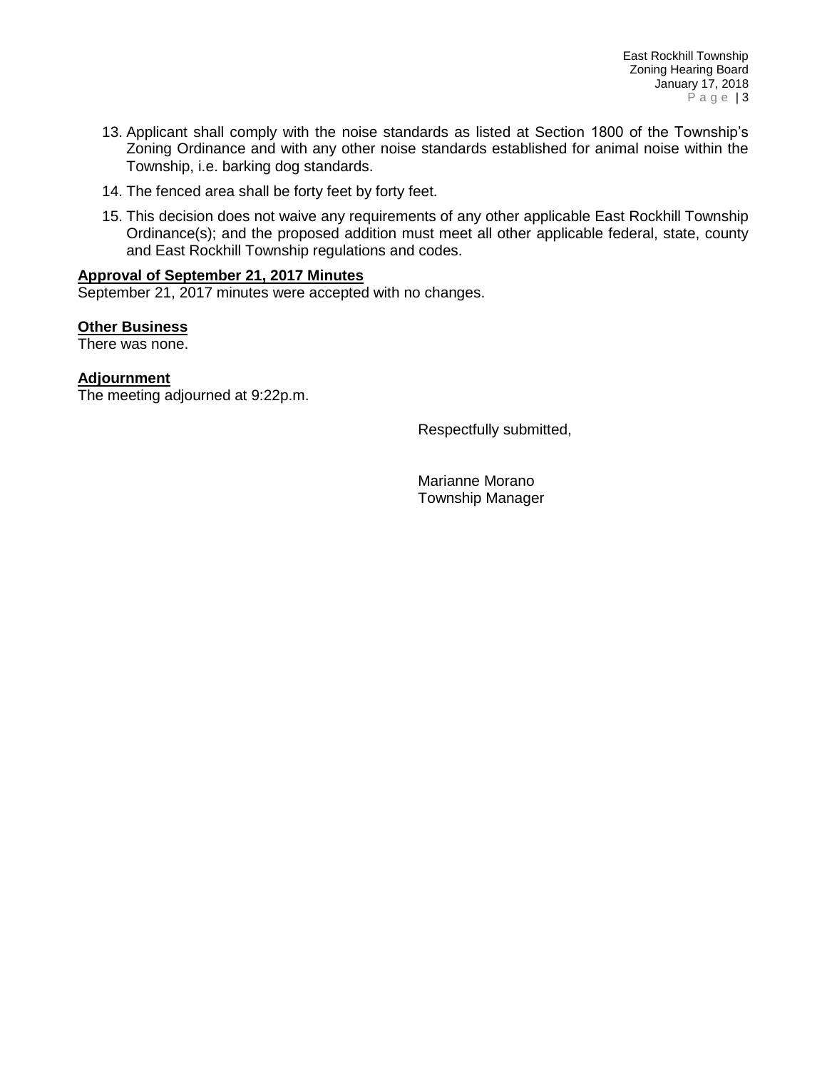13. Applicant shall comply with the noise standards as listed at Section 1800 of the Township's Zoning Ordinance and with any other noise standards established for animal noise within the Township, i.e. barking dog standards.
14. The fenced area shall be forty feet by forty feet.
15. This decision does not waive any requirements of any other applicable East Rockhill Township Ordinance(s); and the proposed addition must meet all other applicable federal, state, county and East Rockhill Township regulations and codes.

**Approval of September 21, 2017 Minutes**

September 21, 2017 minutes were accepted with no changes.

**Other Business**

There was none.

**Adjournment**

The meeting adjourned at 9:22p.m.

Respectfully submitted,

Marianne Morano
Township Manager